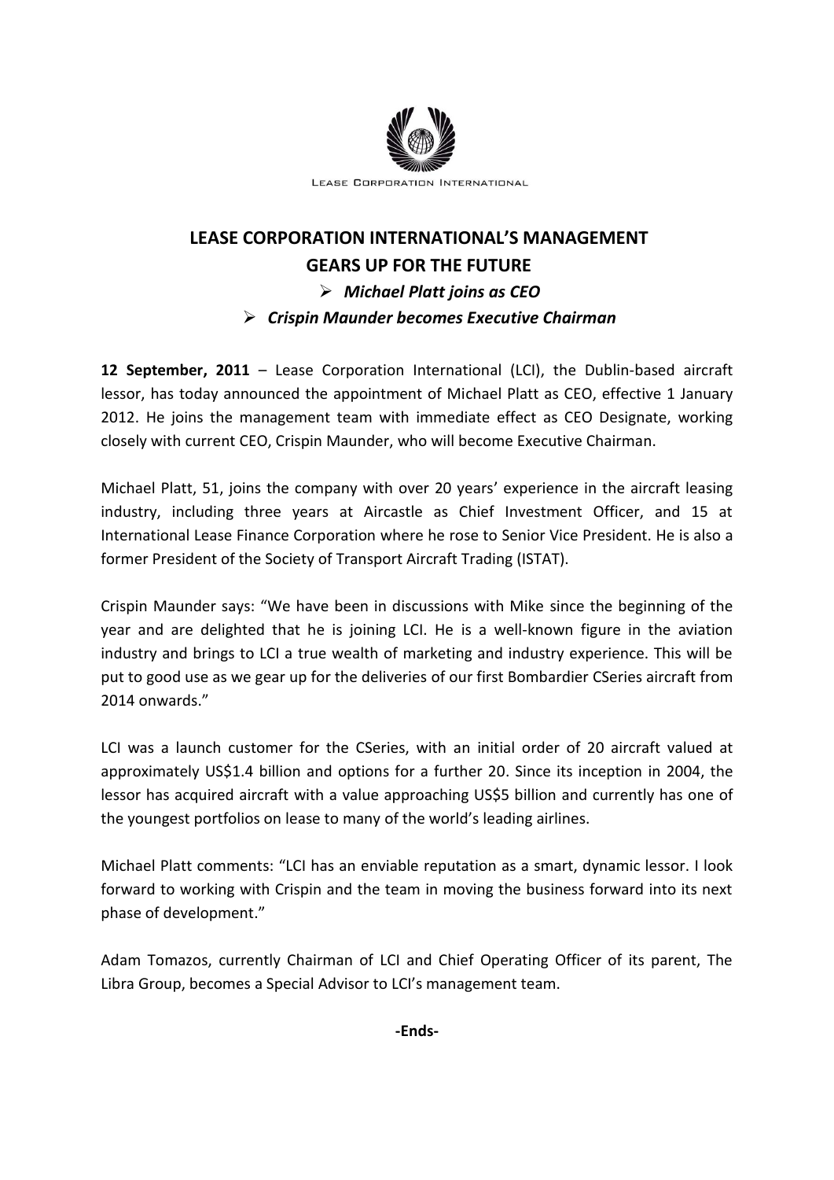LEASE CORPORATION INTERNATIONAL

# LEASE CORPORATION INTERNATIONAL'S MANAGEMENT GEARS UP FOR THE FUTURE

- ***Michael Platt joins as CEO***
- ***Crispin Maunder becomes Executive Chairman***

**12 September, 2011** – Lease Corporation International (LCI), the Dublin-based aircraft lessor, has today announced the appointment of Michael Platt as CEO, effective 1 January 2012. He joins the management team with immediate effect as CEO Designate, working closely with current CEO, Crispin Maunder, who will become Executive Chairman.

Michael Platt, 51, joins the company with over 20 years' experience in the aircraft leasing industry, including three years at Aircastle as Chief Investment Officer, and 15 at International Lease Finance Corporation where he rose to Senior Vice President. He is also a former President of the Society of Transport Aircraft Trading (ISTAT).

Crispin Maunder says: "We have been in discussions with Mike since the beginning of the year and are delighted that he is joining LCI. He is a well-known figure in the aviation industry and brings to LCI a true wealth of marketing and industry experience. This will be put to good use as we gear up for the deliveries of our first Bombardier CSeries aircraft from 2014 onwards."

LCI was a launch customer for the CSeries, with an initial order of 20 aircraft valued at approximately US$1.4 billion and options for a further 20. Since its inception in 2004, the lessor has acquired aircraft with a value approaching US$5 billion and currently has one of the youngest portfolios on lease to many of the world's leading airlines.

Michael Platt comments: "LCI has an enviable reputation as a smart, dynamic lessor. I look forward to working with Crispin and the team in moving the business forward into its next phase of development."

Adam Tomazos, currently Chairman of LCI and Chief Operating Officer of its parent, The Libra Group, becomes a Special Advisor to LCI's management team.

**-Ends-**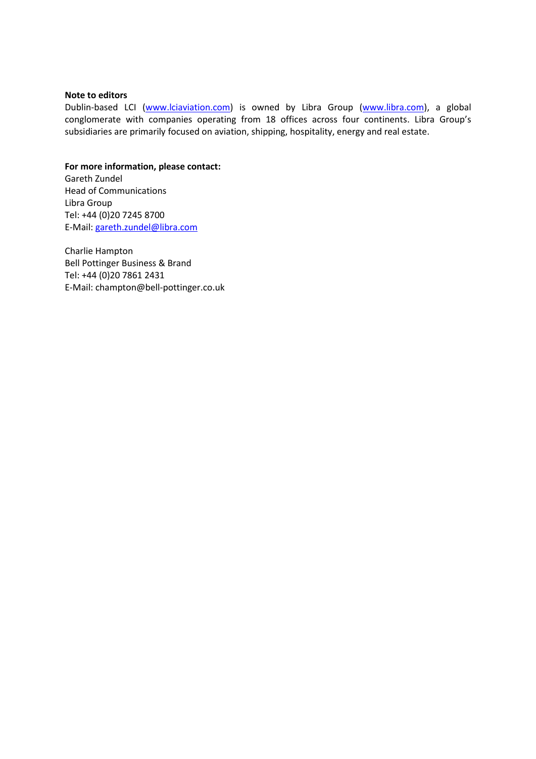**Note to editors**

Dublin-based LCI (www.lciaviation.com) is owned by Libra Group (www.libra.com), a global conglomerate with companies operating from 18 offices across four continents. Libra Group's subsidiaries are primarily focused on aviation, shipping, hospitality, energy and real estate.

**For more information, please contact:**

Gareth Zundel
Head of Communications
Libra Group
Tel: +44 (0)20 7245 8700
E-Mail: gareth.zundel@libra.com

Charlie Hampton
Bell Pottinger Business & Brand
Tel: +44 (0)20 7861 2431
E-Mail: champton@bell-pottinger.co.uk